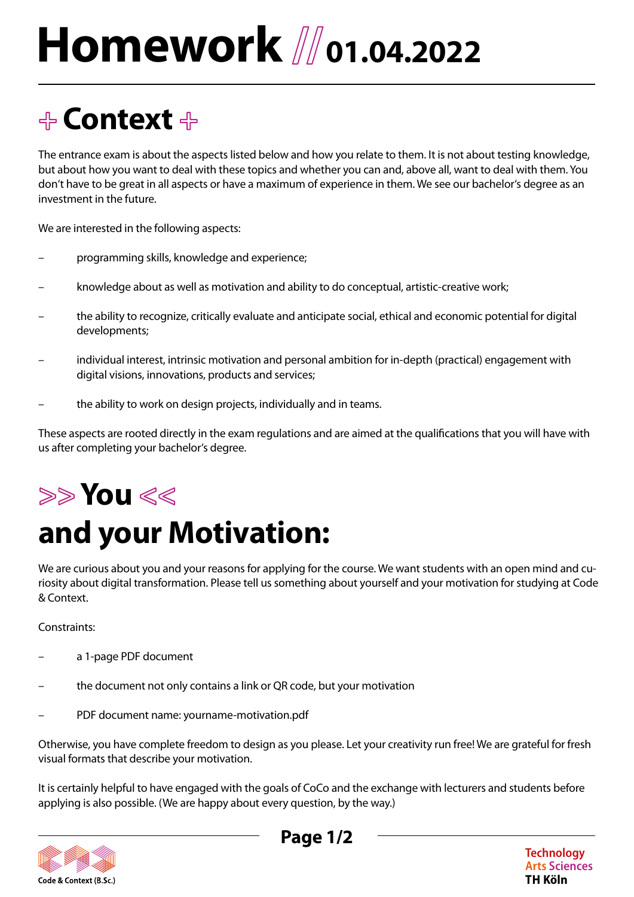# Homework // 01.04.2022

## ✢ Context ✢

The entrance exam is about the aspects listed below and how you relate to them. It is not about testing knowledge, but about how you want to deal with these topics and whether you can and, above all, want to deal with them. You don't have to be great in all aspects or have a maximum of experience in them. We see our bachelor's degree as an investment in the future.

We are interested in the following aspects:

- programming skills, knowledge and experience;
- knowledge about as well as motivation and ability to do conceptual, artistic-creative work;
- the ability to recognize, critically evaluate and anticipate social, ethical and economic potential for digital developments;
- individual interest, intrinsic motivation and personal ambition for in-depth (practical) engagement with digital visions, innovations, products and services;
- the ability to work on design projects, individually and in teams.

These aspects are rooted directly in the exam regulations and are aimed at the qualifications that you will have with us after completing your bachelor's degree.

## >> You << and your Motivation:

We are curious about you and your reasons for applying for the course. We want students with an open mind and curiosity about digital transformation. Please tell us something about yourself and your motivation for studying at Code & Context.

Constraints:

- a 1-page PDF document
- the document not only contains a link or QR code, but your motivation
- PDF document name: yourname-motivation.pdf

Otherwise, you have complete freedom to design as you please. Let your creativity run free! We are grateful for fresh visual formats that describe your motivation.

It is certainly helpful to have engaged with the goals of CoCo and the exchange with lecturers and students before applying is also possible. (We are happy about every question, by the way.)

Code & Context (B.Sc.)

Technology Arts Sciences TH Köln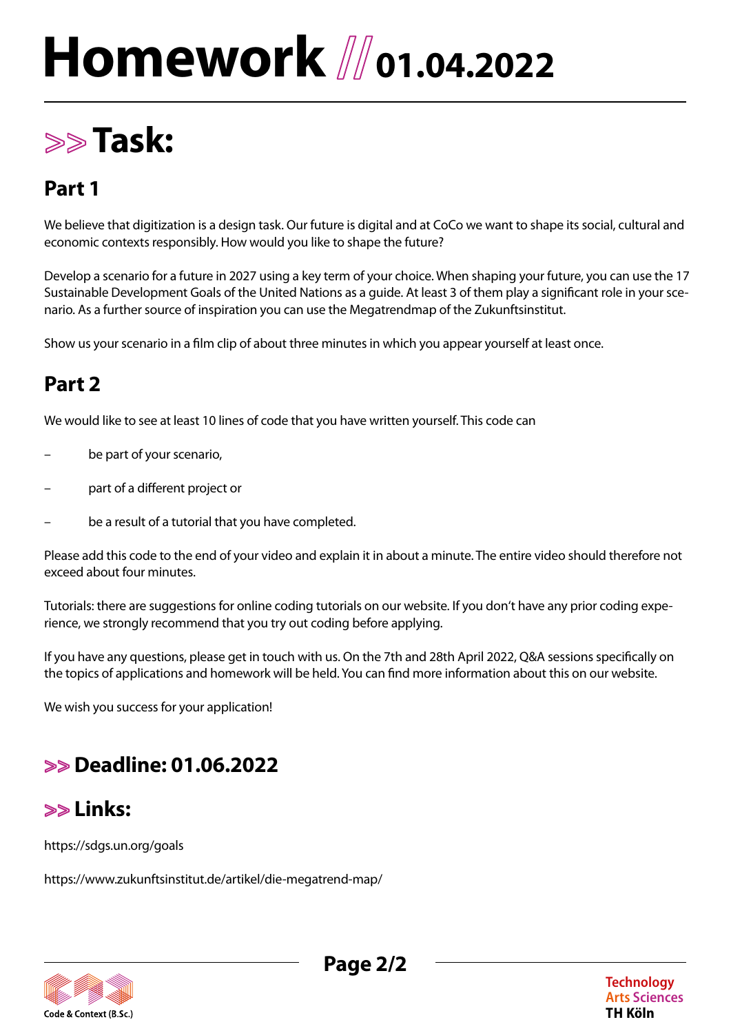# Homework // 01.04.2022

## >> Task:

### Part 1

We believe that digitization is a design task. Our future is digital and at CoCo we want to shape its social, cultural and economic contexts responsibly. How would you like to shape the future?

Develop a scenario for a future in 2027 using a key term of your choice. When shaping your future, you can use the 17 Sustainable Development Goals of the United Nations as a guide. At least 3 of them play a significant role in your scenario. As a further source of inspiration you can use the Megatrendmap of the Zukunftsinstitut.

Show us your scenario in a film clip of about three minutes in which you appear yourself at least once.

### Part 2

We would like to see at least 10 lines of code that you have written yourself. This code can

- be part of your scenario,
- part of a different project or
- be a result of a tutorial that you have completed.

Please add this code to the end of your video and explain it in about a minute. The entire video should therefore not exceed about four minutes.

Tutorials: there are suggestions for online coding tutorials on our website. If you don't have any prior coding experience, we strongly recommend that you try out coding before applying.

If you have any questions, please get in touch with us. On the 7th and 28th April 2022, Q&A sessions specifically on the topics of applications and homework will be held. You can find more information about this on our website.

We wish you success for your application!

## >> Deadline: 01.06.2022

## >> Links:

https://sdgs.un.org/goals

https://www.zukunftsinstitut.de/artikel/die-megatrend-map/

Code & Context (B.Sc.)

Technology Arts Sciences TH Köln